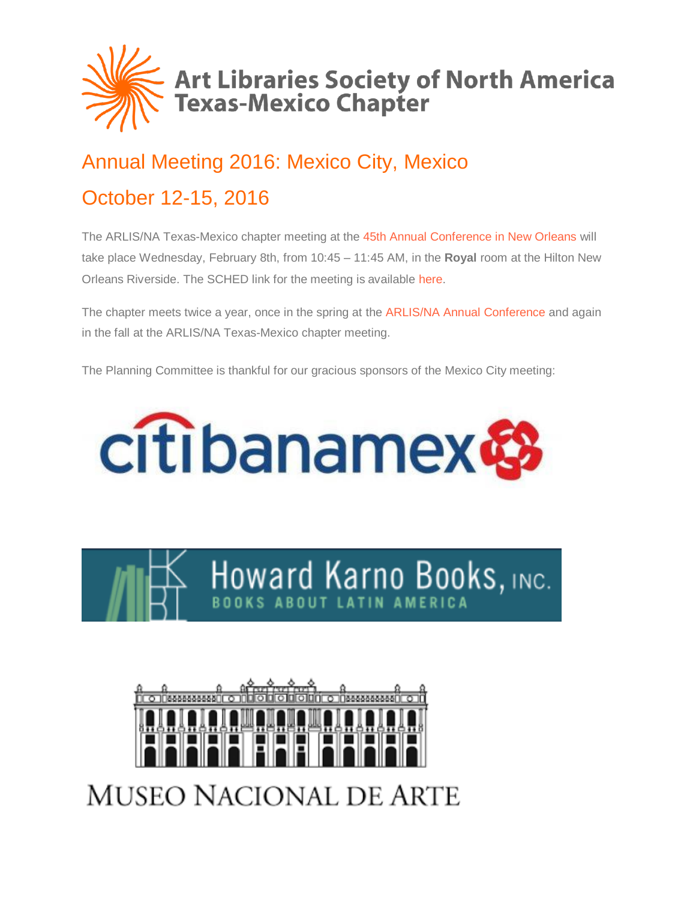# Art Libraries Society of North America Texas-Mexico Chapter

## Annual Meeting 2016: Mexico City, Mexico

## October 12-15, 2016

The ARLIS/NA Texas-Mexico chapter meeting at the 45th Annual Conference in New Orleans will take place Wednesday, February 8th, from 10:45 – 11:45 AM, in the **Royal** room at the Hilton New Orleans Riverside. The SCHED link for the meeting is available here.

The chapter meets twice a year, once in the spring at the ARLIS/NA Annual Conference and again in the fall at the ARLIS/NA Texas-Mexico chapter meeting.

The Planning Committee is thankful for our gracious sponsors of the Mexico City meeting:

citibanamex

Howard Karno Books, INC.
BOOKS ABOUT LATIN AMERICA

MUSEO NACIONAL DE ARTE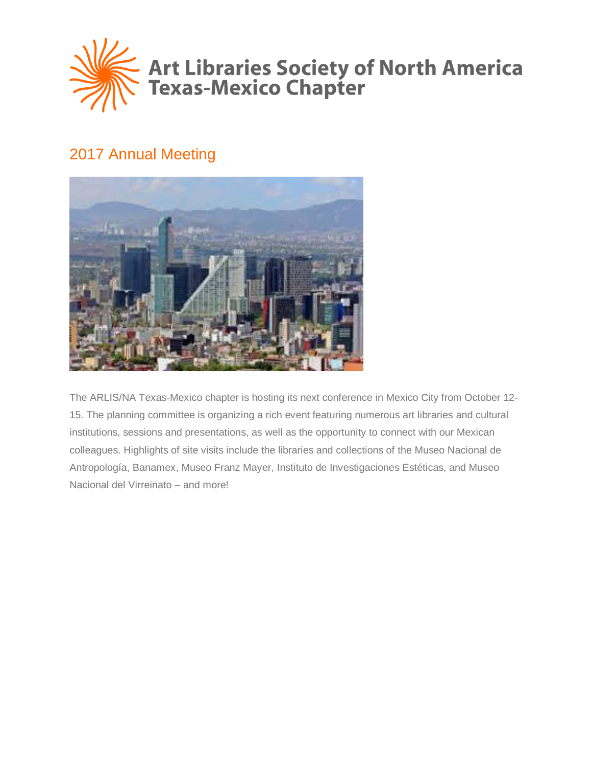# Art Libraries Society of North America Texas-Mexico Chapter

## 2017 Annual Meeting

The ARLIS/NA Texas-Mexico chapter is hosting its next conference in Mexico City from October 12-15. The planning committee is organizing a rich event featuring numerous art libraries and cultural institutions, sessions and presentations, as well as the opportunity to connect with our Mexican colleagues. Highlights of site visits include the libraries and collections of the Museo Nacional de Antropología, Banamex, Museo Franz Mayer, Instituto de Investigaciones Estéticas, and Museo Nacional del Virreinato – and more!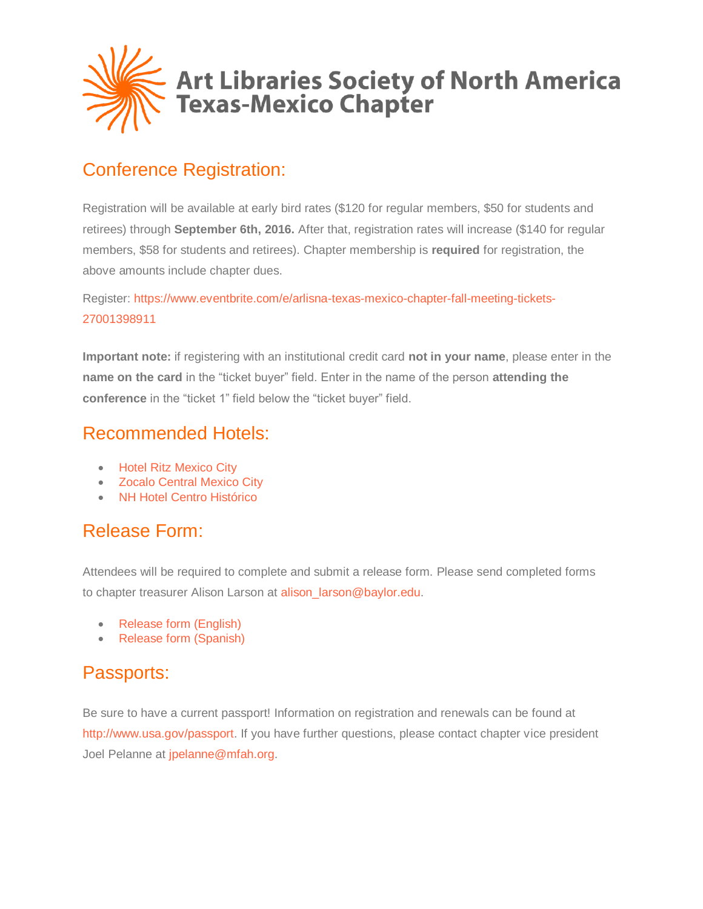# Art Libraries Society of North America Texas-Mexico Chapter

## Conference Registration:

Registration will be available at early bird rates ($120 for regular members, $50 for students and retirees) through **September 6th, 2016.** After that, registration rates will increase ($140 for regular members, $58 for students and retirees). Chapter membership is **required** for registration, the above amounts include chapter dues.

Register: https://www.eventbrite.com/e/arlisna-texas-mexico-chapter-fall-meeting-tickets-27001398911

**Important note:** if registering with an institutional credit card **not in your name**, please enter in the **name on the card** in the "ticket buyer" field. Enter in the name of the person **attending the conference** in the "ticket 1" field below the "ticket buyer" field.

## Recommended Hotels:

- Hotel Ritz Mexico City
- Zocalo Central Mexico City
- NH Hotel Centro Histórico

## Release Form:

Attendees will be required to complete and submit a release form. Please send completed forms to chapter treasurer Alison Larson at alison_larson@baylor.edu.

- Release form (English)
- Release form (Spanish)

## Passports:

Be sure to have a current passport! Information on registration and renewals can be found at http://www.usa.gov/passport. If you have further questions, please contact chapter vice president Joel Pelanne at jpelanne@mfah.org.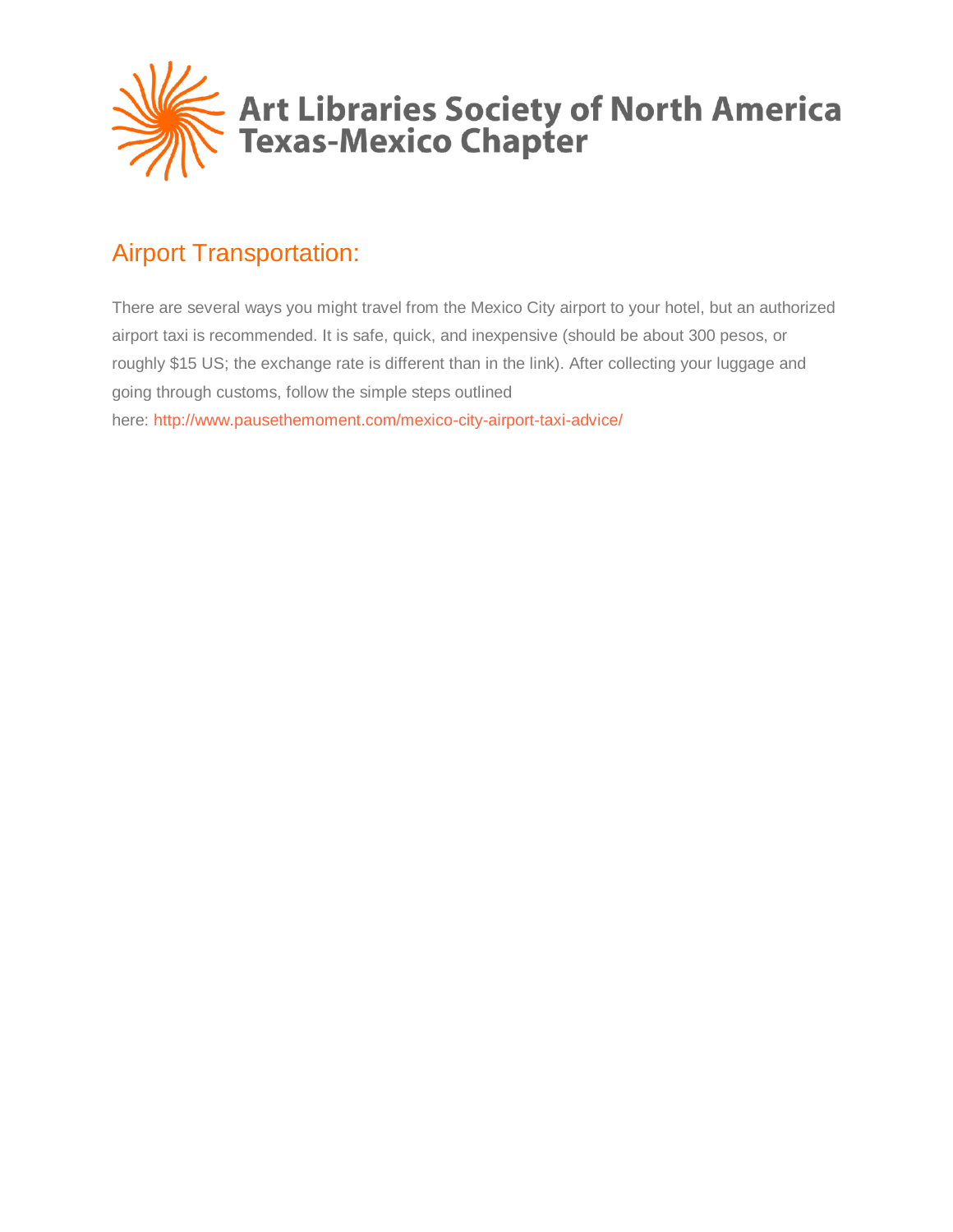Art Libraries Society of North America
Texas-Mexico Chapter

## Airport Transportation:

There are several ways you might travel from the Mexico City airport to your hotel, but an authorized airport taxi is recommended. It is safe, quick, and inexpensive (should be about 300 pesos, or roughly $15 US; the exchange rate is different than in the link). After collecting your luggage and going through customs, follow the simple steps outlined here: http://www.pausethemoment.com/mexico-city-airport-taxi-advice/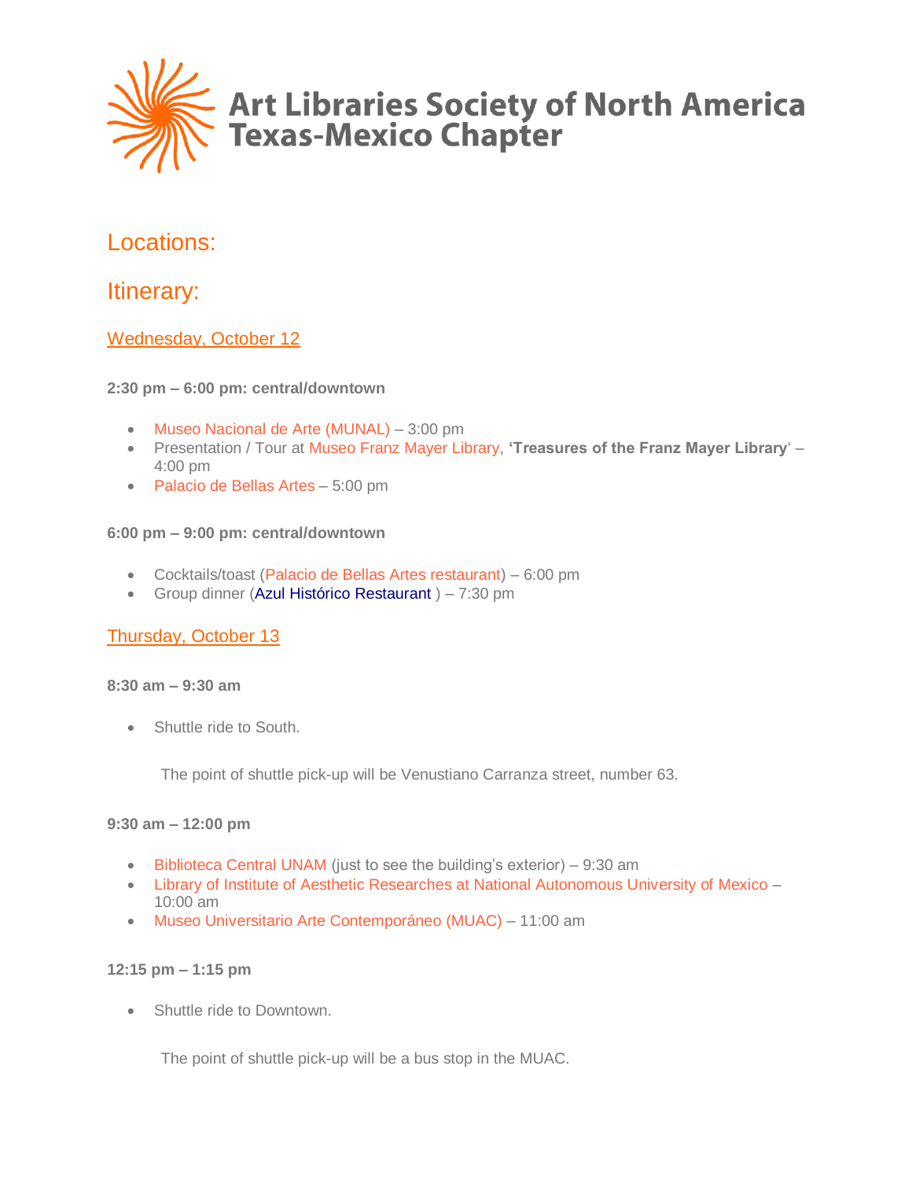# Art Libraries Society of North America
# Texas-Mexico Chapter

## Locations:

## Itinerary:

### Wednesday, October 12

**2:30 pm – 6:00 pm: central/downtown**

- Museo Nacional de Arte (MUNAL) – 3:00 pm
- Presentation / Tour at Museo Franz Mayer Library, **'Treasures of the Franz Mayer Library**' – 4:00 pm
- Palacio de Bellas Artes – 5:00 pm

**6:00 pm – 9:00 pm: central/downtown**

- Cocktails/toast (Palacio de Bellas Artes restaurant) – 6:00 pm
- Group dinner (Azul Histórico Restaurant ) – 7:30 pm

### Thursday, October 13

**8:30 am – 9:30 am**

- Shuttle ride to South.

The point of shuttle pick-up will be Venustiano Carranza street, number 63.

**9:30 am – 12:00 pm**

- Biblioteca Central UNAM (just to see the building's exterior) – 9:30 am
- Library of Institute of Aesthetic Researches at National Autonomous University of Mexico – 10:00 am
- Museo Universitario Arte Contemporáneo (MUAC) – 11:00 am

**12:15 pm – 1:15 pm**

- Shuttle ride to Downtown.

The point of shuttle pick-up will be a bus stop in the MUAC.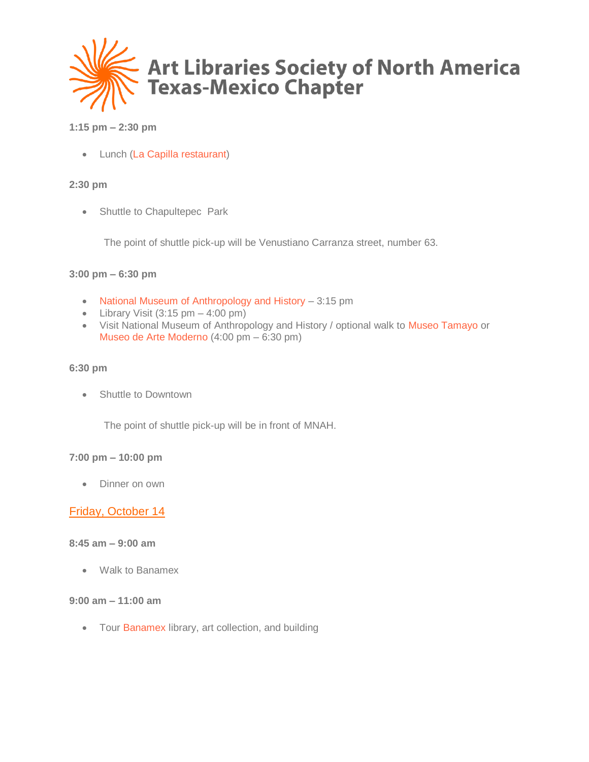**1:15 pm – 2:30 pm**

- Lunch (La Capilla restaurant)

**2:30 pm**

- Shuttle to Chapultepec Park

The point of shuttle pick-up will be Venustiano Carranza street, number 63.

**3:00 pm – 6:30 pm**

- National Museum of Anthropology and History – 3:15 pm
- Library Visit (3:15 pm – 4:00 pm)
- Visit National Museum of Anthropology and History / optional walk to Museo Tamayo or Museo de Arte Moderno (4:00 pm – 6:30 pm)

**6:30 pm**

- Shuttle to Downtown

The point of shuttle pick-up will be in front of MNAH.

**7:00 pm – 10:00 pm**

- Dinner on own

## Friday, October 14

**8:45 am – 9:00 am**

- Walk to Banamex

**9:00 am – 11:00 am**

- Tour Banamex library, art collection, and building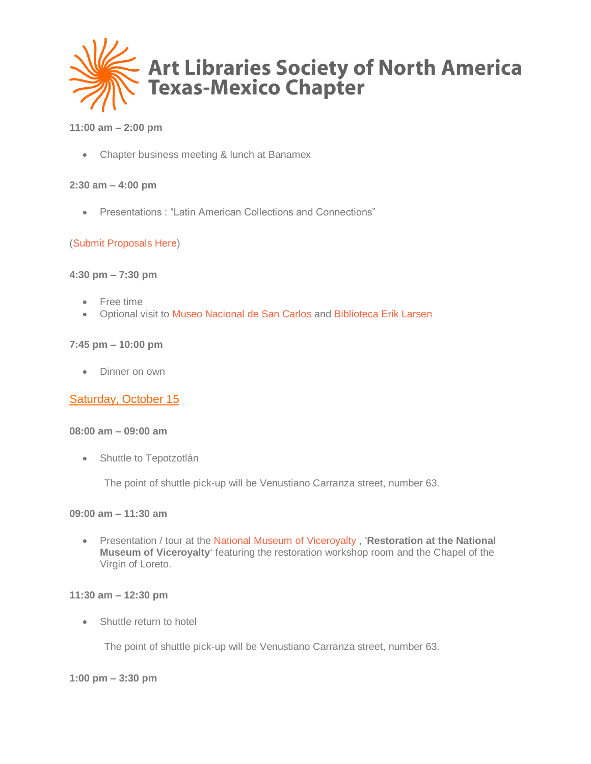**11:00 am – 2:00 pm**

- Chapter business meeting & lunch at Banamex

**2:30 am – 4:00 pm**

- Presentations : "Latin American Collections and Connections"

(Submit Proposals Here)

**4:30 pm – 7:30 pm**

- Free time
- Optional visit to Museo Nacional de San Carlos and Biblioteca Erik Larsen

**7:45 pm – 10:00 pm**

- Dinner on own

## Saturday, October 15

**08:00 am – 09:00 am**

- Shuttle to Tepotzotlán

  The point of shuttle pick-up will be Venustiano Carranza street, number 63.

**09:00 am – 11:30 am**

- Presentation / tour at the National Museum of Viceroyalty , '**Restoration at the National Museum of Viceroyalty**' featuring the restoration workshop room and the Chapel of the Virgin of Loreto.

**11:30 am – 12:30 pm**

- Shuttle return to hotel

  The point of shuttle pick-up will be Venustiano Carranza street, number 63.

**1:00 pm – 3:30 pm**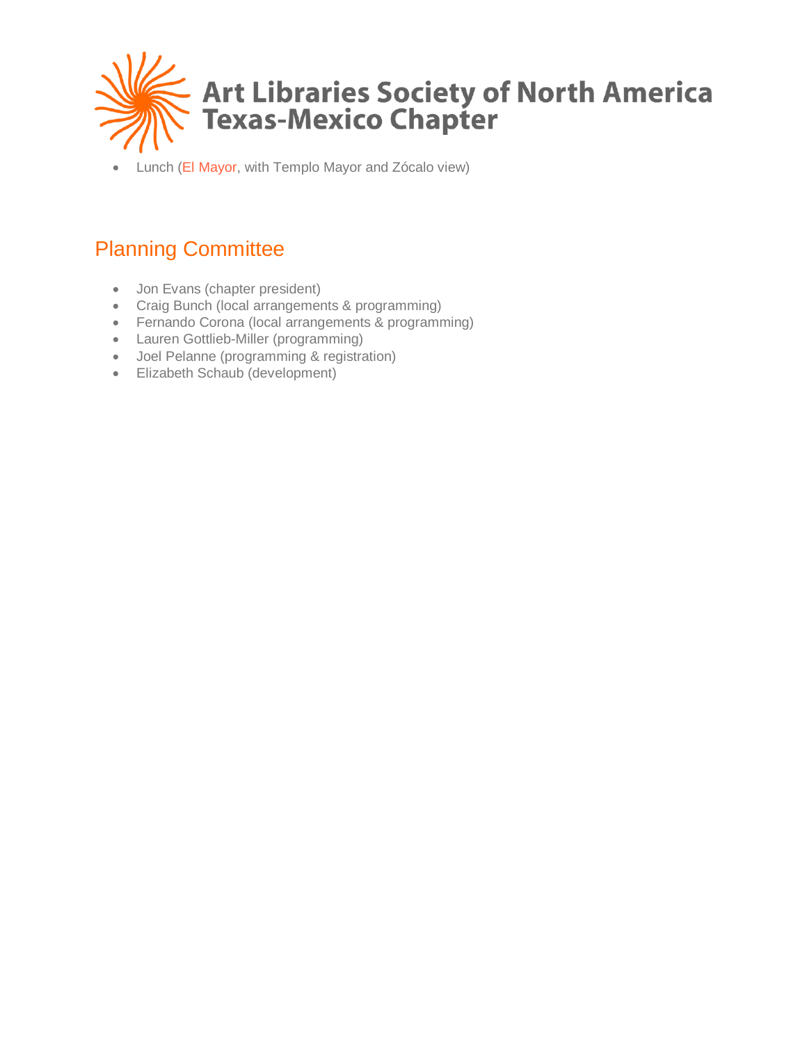- Lunch (El Mayor, with Templo Mayor and Zócalo view)

## Planning Committee

- Jon Evans (chapter president)
- Craig Bunch (local arrangements & programming)
- Fernando Corona (local arrangements & programming)
- Lauren Gottlieb-Miller (programming)
- Joel Pelanne (programming & registration)
- Elizabeth Schaub (development)